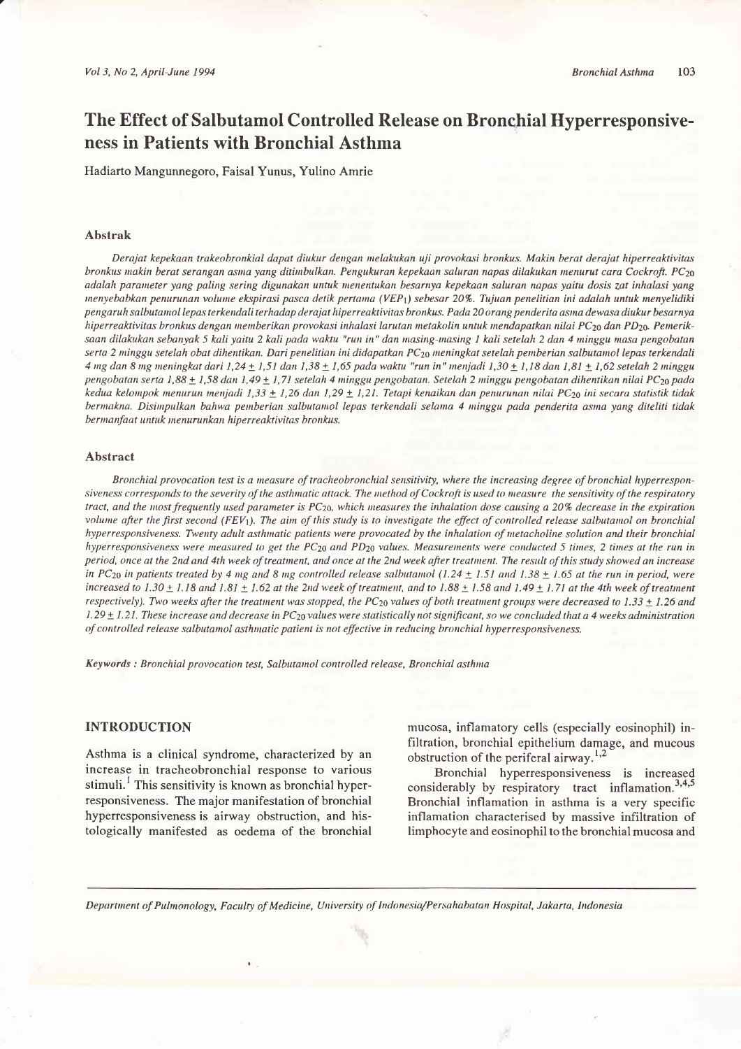# The Effect of Salbutamol Controlled Release on Bronchial Hyperresponsiveness in Patients with Bronchial Asthma

Hadiarto Mangunnegoro, Faisal Yunus, Yulino Amrie

## Abstrak

*Derajat kepekaan trakeobronkial dapat diukur dengan melakukan uji provokasi bronkus. Makin berat derajat hiperreaktivitas bronkus makin berat serangan asma yang ditimbulkan. Pengukuran kepekaan saluran napas dilakukan menurut cara Cockroft. $PC_{20}$ adalah parameter yang paling sering digunakan untuk menentukan besarnya kepekaan saluran napas yaitu dosis zat inhalasi yang menyebabkan penurunan volume ekspirasi pasca detik pertama ($VEP_1$) sebesar 20%. Tujuan penelitian ini adalah untuk menyelidiki pengaruh salbutamol lepas terkendali terhadap derajat hiperreaktivitas bronkus. Pada 20 orang penderita asma dewasa diukur besarnya hiperreaktivitas bronkus dengan memberikan provokasi inhalasi larutan metakolin untuk mendapatkan nilai $PC_{20}$ dan $PD_{20}$. Pemeriksaan dilakukan sebanyak 5 kali yaitu 2 kali pada waktu "run in" dan masing-masing 1 kali setelah 2 dan 4 minggu masa pengobatan serta 2 minggu setelah obat dihentikan. Dari penelitian ini didapatkan $PC_{20}$ meningkat setelah pemberian salbutamol lepas terkendali 4 mg dan 8 mg meningkat dari 1,24 ± 1,51 dan 1,38 ± 1,65 pada waktu "run in" menjadi 1,30 ± 1,18 dan 1,81 ± 1,62 setelah 2 minggu pengobatan serta 1,88 ± 1,58 dan 1,49 ± 1,71 setelah 4 minggu pengobatan. Setelah 2 minggu pengobatan dihentikan nilai $PC_{20}$ pada kedua kelompok menurun menjadi 1,33 ± 1,26 dan 1,29 ± 1,21. Tetapi kenaikan dan penurunan nilai $PC_{20}$ ini secara statistik tidak bermakna. Disimpulkan bahwa pemberian salbutamol lepas terkendali selama 4 minggu pada penderita asma yang diteliti tidak bermanfaat untuk menurunkan hiperreaktivitas bronkus.*

## Abstract

*Bronchial provocation test is a measure of tracheobronchial sensitivity, where the increasing degree of bronchial hyperresponsiveness corresponds to the severity of the asthmatic attack. The method of Cockroft is used to measure the sensitivity of the respiratory tract, and the most frequently used parameter is $PC_{20}$, which measures the inhalation dose causing a 20% decrease in the expiration volume after the first second ($FEV_1$). The aim of this study is to investigate the effect of controlled release salbutamol on bronchial hyperresponsiveness. Twenty adult asthmatic patients were provocated by the inhalation of metacholine solution and their bronchial hyperresponsiveness were measured to get the $PC_{20}$ and $PD_{20}$ values. Measurements were conducted 5 times, 2 times at the run in period, once at the 2nd and 4th week of treatment, and once at the 2nd week after treatment. The result of this study showed an increase in $PC_{20}$ in patients treated by 4 mg and 8 mg controlled release salbutamol (1.24 ± 1.51 and 1.38 ± 1.65 at the run in period, were increased to 1.30 ± 1.18 and 1.81 ± 1.62 at the 2nd week of treatment, and to 1.88 ± 1.58 and 1.49 ± 1.71 at the 4th week of treatment respectively). Two weeks after the treatment was stopped, the $PC_{20}$ values of both treatment groups were decreased to 1.33 ± 1.26 and 1.29 ± 1.21. These increase and decrease in $PC_{20}$ values were statistically not significant, so we concluded that a 4 weeks administration of controlled release salbutamol asthmatic patient is not effective in reducing bronchial hyperresponsiveness.*

*Keywords : Bronchial provocation test, Salbutamol controlled release, Bronchial asthma*

## INTRODUCTION

Asthma is a clinical syndrome, characterized by an increase in tracheobronchial response to various stimuli.[1] This sensitivity is known as bronchial hyperresponsiveness. The major manifestation of bronchial hyperresponsiveness is airway obstruction, and histologically manifested as oedema of the bronchial mucosa, inflamatory cells (especially eosinophil) infiltration, bronchial epithelium damage, and mucous obstruction of the periferal airway.[1,2]

Bronchial hyperresponsiveness is increased considerably by respiratory tract inflamation.[3,4,5] Bronchial inflamation in asthma is a very specific inflamation characterised by massive infiltration of limphocyte and eosinophil to the bronchial mucosa and

*Department of Pulmonology, Faculty of Medicine, University of Indonesia/Persahabatan Hospital, Jakarta, Indonesia*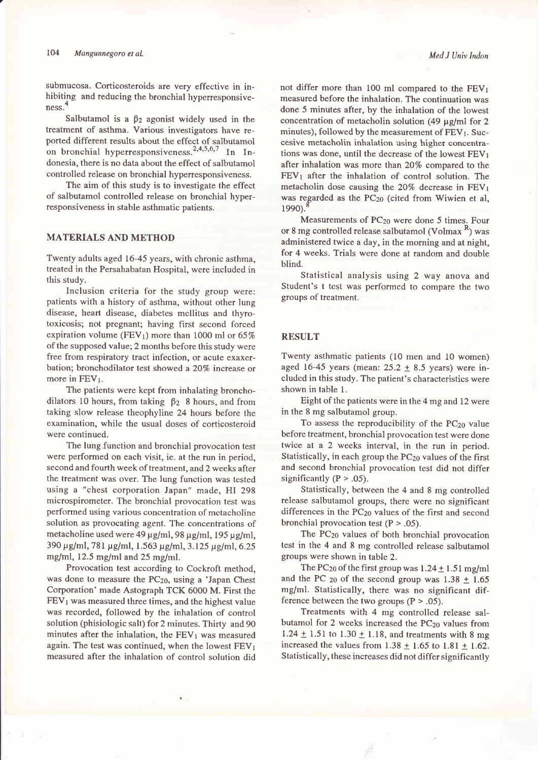submucosa. Corticosteroids are very effective in inhibiting and reducing the bronchial hyperresponsiveness.[4]

Salbutamol is a $\beta_2$ agonist widely used in the treatment of asthma. Various investigators have reported different results about the effect of salbutamol on bronchial hyperresponsiveness.[2,4,5,6,7] In Indonesia, there is no data about the effect of salbutamol controlled release on bronchial hyperresponsiveness.

The aim of this study is to investigate the effect of salbutamol controlled release on bronchial hyperresponsiveness in stable asthmatic patients.

## MATERIALS AND METHOD

Twenty adults aged 16-45 years, with chronic asthma, treated in the Persahabatan Hospital, were included in this study.

Inclusion criteria for the study group were: patients with a history of asthma, without other lung disease, heart disease, diabetes mellitus and thyrotoxicosis; not pregnant; having first second forced expiration volume ($FEV_1$) more than 1000 ml or 65% of the supposed value; 2 months before this study were free from respiratory tract infection, or acute exaxerbation; bronchodilator test showed a 20% increase or more in $FEV_1$.

The patients were kept from inhalating bronchodilators 10 hours, from taking $\beta_2$ 8 hours, and from taking slow release theophyline 24 hours before the examination, while the usual doses of corticosteroid were continued.

The lung function and bronchial provocation test were performed on each visit, ie. at the run in period, second and fourth week of treatment, and 2 weeks after the treatment was over. The lung function was tested using a "chest corporation Japan" made, HI 298 microspirometer. The bronchial provocation test was performed using various concentration of metacholine solution as provocating agent. The concentrations of metacholine used were 49 µg/ml, 98 µg/ml, 195 µg/ml, 390 µg/ml, 781 µg/ml, 1.563 µg/ml, 3.125 µg/ml, 6.25 mg/ml, 12.5 mg/ml and 25 mg/ml.

Provocation test according to Cockroft method, was done to measure the $PC_{20}$, using a 'Japan Chest Corporation' made Astograph TCK 6000 M. First the $FEV_1$ was measured three times, and the highest value was recorded, followed by the inhalation of control solution (phisiologic salt) for 2 minutes. Thirty and 90 minutes after the inhalation, the $FEV_1$ was measured again. The test was continued, when the lowest $FEV_1$ measured after the inhalation of control solution did not differ more than 100 ml compared to the $FEV_1$ measured before the inhalation. The continuation was done 5 minutes after, by the inhalation of the lowest concentration of metacholin solution (49 µg/ml for 2 minutes), followed by the measurement of $FEV_1$. Successive metacholin inhalation using higher concentrations was done, until the decrease of the lowest $FEV_1$ after inhalation was more than 20% compared to the $FEV_1$ after the inhalation of control solution. The metacholin dose causing the 20% decrease in $FEV_1$ was regarded as the $PC_{20}$ (cited from Wiwien et al, 1990).[8]

Measurements of $PC_{20}$ were done 5 times. Four or 8 mg controlled release salbutamol (Volmax [R]) was administered twice a day, in the morning and at night, for 4 weeks. Trials were done at random and double blind.

Statistical analysis using 2 way anova and Student's t test was performed to compare the two groups of treatment.

## RESULT

Twenty asthmatic patients (10 men and 10 women) aged 16-45 years (mean: 25.2 ± 8.5 years) were included in this study. The patient's characteristics were shown in table 1.

Eight of the patients were in the 4 mg and 12 were in the 8 mg salbutamol group.

To assess the reproducibility of the $PC_{20}$ value before treatment, bronchial provocation test were done twice at a 2 weeks interval, in the run in period. Statistically, in each group the $PC_{20}$ values of the first and second bronchial provocation test did not differ significantly ($P > .05$).

Statistically, between the 4 and 8 mg controlled release salbutamol groups, there were no significant differences in the $PC_{20}$ values of the first and second bronchial provocation test ($P > .05$).

The $PC_{20}$ values of both bronchial provocation test in the 4 and 8 mg controlled release salbutamol groups were shown in table 2.

The $PC_{20}$ of the first group was 1.24 ± 1.51 mg/ml and the $PC_{20}$ of the second group was 1.38 ± 1.65 mg/ml. Statistically, there was no significant difference between the two groups ($P > .05$).

Treatments with 4 mg controlled release salbutamol for 2 weeks increased the $PC_{20}$ values from 1.24 ± 1.51 to 1.30 ± 1.18, and treatments with 8 mg increased the values from 1.38 ± 1.65 to 1.81 ± 1.62. Statistically, these increases did not differ significantly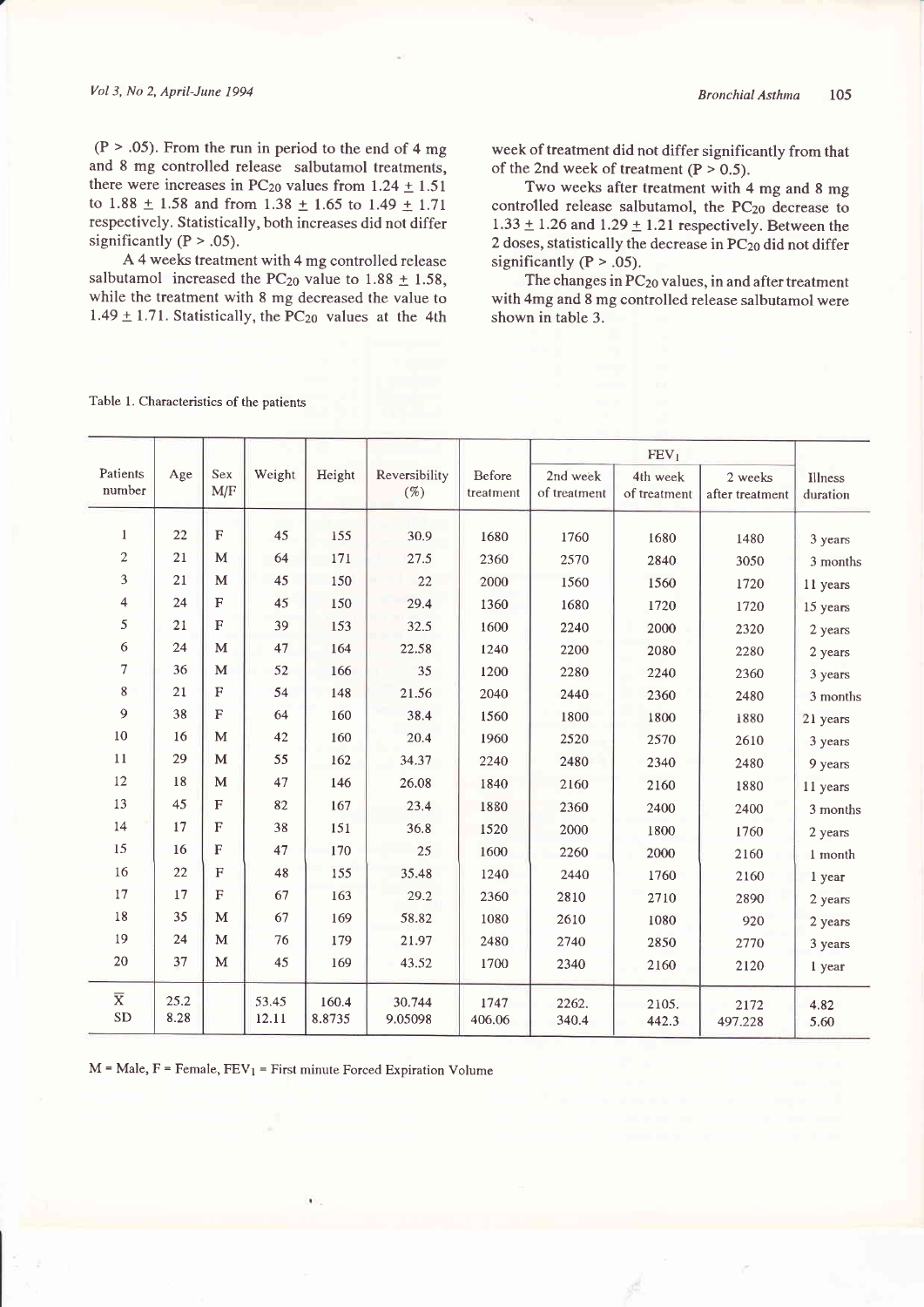($P > .05$). From the run in period to the end of 4 mg and 8 mg controlled release salbutamol treatments, there were increases in $PC_{20}$ values from $1.24 \pm 1.51$ to $1.88 \pm 1.58$ and from $1.38 \pm 1.65$ to $1.49 \pm 1.71$ respectively. Statistically, both increases did not differ significantly ($P > .05$).

A 4 weeks treatment with 4 mg controlled release salbutamol increased the $PC_{20}$ value to $1.88 \pm 1.58$, while the treatment with 8 mg decreased the value to $1.49 \pm 1.71$. Statistically, the $PC_{20}$ values at the 4th week of treatment did not differ significantly from that of the 2nd week of treatment ($P > 0.5$).

Two weeks after treatment with 4 mg and 8 mg controlled release salbutamol, the $PC_{20}$ decrease to $1.33 \pm 1.26$ and $1.29 \pm 1.21$ respectively. Between the 2 doses, statistically the decrease in $PC_{20}$ did not differ significantly ($P > .05$).

The changes in $PC_{20}$ values, in and after treatment with 4mg and 8 mg controlled release salbutamol were shown in table 3.

Table 1. Characteristics of the patients

| Patients number | Age | Sex M/F | Weight | Height | Reversibility (%) | $FEV_1$ | | | | | Illness duration |
|---|---|---|---|---|---|---|---|---|---|---|---|
| | | | | | | Before treatment | 2nd week of treatment | 4th week of treatment | 2 weeks after treatment | | |
| 1 | 22 | F | 45 | 155 | 30.9 | 1680 | 1760 | 1680 | 1480 | | 3 years |
| 2 | 21 | M | 64 | 171 | 27.5 | 2360 | 2570 | 2840 | 3050 | | 3 months |
| 3 | 21 | M | 45 | 150 | 22 | 2000 | 1560 | 1560 | 1720 | | 11 years |
| 4 | 24 | F | 45 | 150 | 29.4 | 1360 | 1680 | 1720 | 1720 | | 15 years |
| 5 | 21 | F | 39 | 153 | 32.5 | 1600 | 2240 | 2000 | 2320 | | 2 years |
| 6 | 24 | M | 47 | 164 | 22.58 | 1240 | 2200 | 2080 | 2280 | | 2 years |
| 7 | 36 | M | 52 | 166 | 35 | 1200 | 2280 | 2240 | 2360 | | 3 years |
| 8 | 21 | F | 54 | 148 | 21.56 | 2040 | 2440 | 2360 | 2480 | | 3 months |
| 9 | 38 | F | 64 | 160 | 38.4 | 1560 | 1800 | 1800 | 1880 | | 21 years |
| 10 | 16 | M | 42 | 160 | 20.4 | 1960 | 2520 | 2570 | 2610 | | 3 years |
| 11 | 29 | M | 55 | 162 | 34.37 | 2240 | 2480 | 2340 | 2480 | | 9 years |
| 12 | 18 | M | 47 | 146 | 26.08 | 1840 | 2160 | 2160 | 1880 | | 11 years |
| 13 | 45 | F | 82 | 167 | 23.4 | 1880 | 2360 | 2400 | 2400 | | 3 months |
| 14 | 17 | F | 38 | 151 | 36.8 | 1520 | 2000 | 1800 | 1760 | | 2 years |
| 15 | 16 | F | 47 | 170 | 25 | 1600 | 2260 | 2000 | 2160 | | 1 month |
| 16 | 22 | F | 48 | 155 | 35.48 | 1240 | 2440 | 1760 | 2160 | | 1 year |
| 17 | 17 | F | 67 | 163 | 29.2 | 2360 | 2810 | 2710 | 2890 | | 2 years |
| 18 | 35 | M | 67 | 169 | 58.82 | 1080 | 2610 | 1080 | 920 | | 2 years |
| 19 | 24 | M | 76 | 179 | 21.97 | 2480 | 2740 | 2850 | 2770 | | 3 years |
| 20 | 37 | M | 45 | 169 | 43.52 | 1700 | 2340 | 2160 | 2120 | | 1 year |
| $\bar{X}$ | 25.2 | | 53.45 | 160.4 | 30.744 | 1747 | 2262. | 2105. | 2172 | | 4.82 |
| SD | 8.28 | | 12.11 | 8.8735 | 9.05098 | 406.06 | 340.4 | 442.3 | 497.228 | | 5.60 |

M = Male, F = Female, $FEV_1$ = First minute Forced Expiration Volume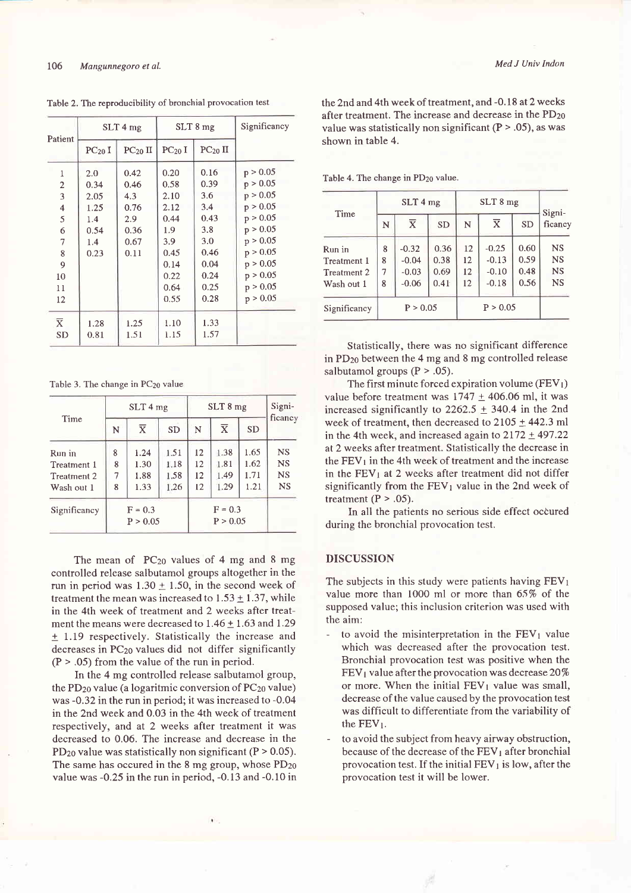Table 2. The reproducibility of bronchial provocation test

| Patient | SLT 4 mg | | SLT 8 mg | | Significancy |
|---|---|---|---|---|---|
| | $PC_{20}$ I | $PC_{20}$ II | $PC_{20}$ I | $PC_{20}$ II | |
| 1 | 2.0 | 0.42 | 0.20 | 0.16 | $p > 0.05$ |
| 2 | 0.34 | 0.46 | 0.58 | 0.39 | $p > 0.05$ |
| 3 | 2.05 | 4.3 | 2.10 | 3.6 | $p > 0.05$ |
| 4 | 1.25 | 0.76 | 2.12 | 3.4 | $p > 0.05$ |
| 5 | 1.4 | 2.9 | 0.44 | 0.43 | $p > 0.05$ |
| 6 | 0.54 | 0.36 | 1.9 | 3.8 | $p > 0.05$ |
| 7 | 1.4 | 0.67 | 3.9 | 3.0 | $p > 0.05$ |
| 8 | 0.23 | 0.11 | 0.45 | 0.46 | $p > 0.05$ |
| 9 | | | 0.14 | 0.04 | $p > 0.05$ |
| 10 | | | 0.22 | 0.24 | $p > 0.05$ |
| 11 | | | 0.64 | 0.25 | $p > 0.05$ |
| 12 | | | 0.55 | 0.28 | $p > 0.05$ |
| $\overline{X}$ | 1.28 | 1.25 | 1.10 | 1.33 | |
| SD | 0.81 | 1.51 | 1.15 | 1.57 | |

Table 3. The change in $PC_{20}$ value

| Time | SLT 4 mg | | | SLT 8 mg | | | Significancy |
|---|---|---|---|---|---|---|---|
| | N | $\overline{X}$ | SD | N | $\overline{X}$ | SD | |
| Run in | 8 | 1.24 | 1.51 | 12 | 1.38 | 1.65 | NS |
| Treatment 1 | 8 | 1.30 | 1.18 | 12 | 1.81 | 1.62 | NS |
| Treatment 2 | 7 | 1.88 | 1.58 | 12 | 1.49 | 1.71 | NS |
| Wash out 1 | 8 | 1.33 | 1.26 | 12 | 1.29 | 1.21 | NS |
| Significancy | $F = 0.3$ $P > 0.05$ | | | $F = 0.3$ $P > 0.05$ | | | |

The mean of $PC_{20}$ values of 4 mg and 8 mg controlled release salbutamol groups altogether in the run in period was $1.30 \pm 1.50$, in the second week of treatment the mean was increased to $1.53 \pm 1.37$, while in the 4th week of treatment and 2 weeks after treatment the means were decreased to $1.46 \pm 1.63$ and $1.29 \pm 1.19$ respectively. Statistically the increase and decreases in $PC_{20}$ values did not differ significantly ($P > .05$) from the value of the run in period.

In the 4 mg controlled release salbutamol group, the $PD_{20}$ value (a logaritmic conversion of $PC_{20}$ value) was -0.32 in the run in period; it was increased to -0.04 in the 2nd week and 0.03 in the 4th week of treatment respectively, and at 2 weeks after treatment it was decreased to 0.06. The increase and decrease in the $PD_{20}$ value was statistically non significant ($P > 0.05$). The same has occured in the 8 mg group, whose $PD_{20}$ value was -0.25 in the run in period, -0.13 and -0.10 in the 2nd and 4th week of treatment, and -0.18 at 2 weeks after treatment. The increase and decrease in the $PD_{20}$ value was statistically non significant ($P > .05$), as was shown in table 4.

Table 4. The change in $PD_{20}$ value.

| Time | SLT 4 mg | | | SLT 8 mg | | | Significancy |
|---|---|---|---|---|---|---|---|
| | N | $\overline{X}$ | SD | N | $\overline{X}$ | SD | |
| Run in | 8 | -0.32 | 0.36 | 12 | -0.25 | 0.60 | NS |
| Treatment 1 | 8 | -0.04 | 0.38 | 12 | -0.13 | 0.59 | NS |
| Treatment 2 | 7 | -0.03 | 0.69 | 12 | -0.10 | 0.48 | NS |
| Wash out 1 | 8 | -0.06 | 0.41 | 12 | -0.18 | 0.56 | NS |
| Significancy | $P > 0.05$ | | | $P > 0.05$ | | | |

Statistically, there was no significant difference in $PD_{20}$ between the 4 mg and 8 mg controlled release salbutamol groups ($P > .05$).

The first minute forced expiration volume ($FEV_1$) value before treatment was $1747 \pm 406.06$ ml, it was increased significantly to $2262.5 \pm 340.4$ in the 2nd week of treatment, then decreased to $2105 \pm 442.3$ ml in the 4th week, and increased again to $2172 \pm 497.22$ at 2 weeks after treatment. Statistically the decrease in the $FEV_1$ in the 4th week of treatment and the increase in the $FEV_1$ at 2 weeks after treatment did not differ significantly from the $FEV_1$ value in the 2nd week of treatment ($P > .05$).

In all the patients no serious side effect occured during the bronchial provocation test.

## DISCUSSION

The subjects in this study were patients having $FEV_1$ value more than 1000 ml or more than 65% of the supposed value; this inclusion criterion was used with the aim:

- to avoid the misinterpretation in the $FEV_1$ value which was decreased after the provocation test. Bronchial provocation test was positive when the $FEV_1$ value after the provocation was decrease 20% or more. When the initial $FEV_1$ value was small, decrease of the value caused by the provocation test was difficult to differentiate from the variability of the $FEV_1$.
- to avoid the subject from heavy airway obstruction, because of the decrease of the $FEV_1$ after bronchial provocation test. If the initial $FEV_1$ is low, after the provocation test it will be lower.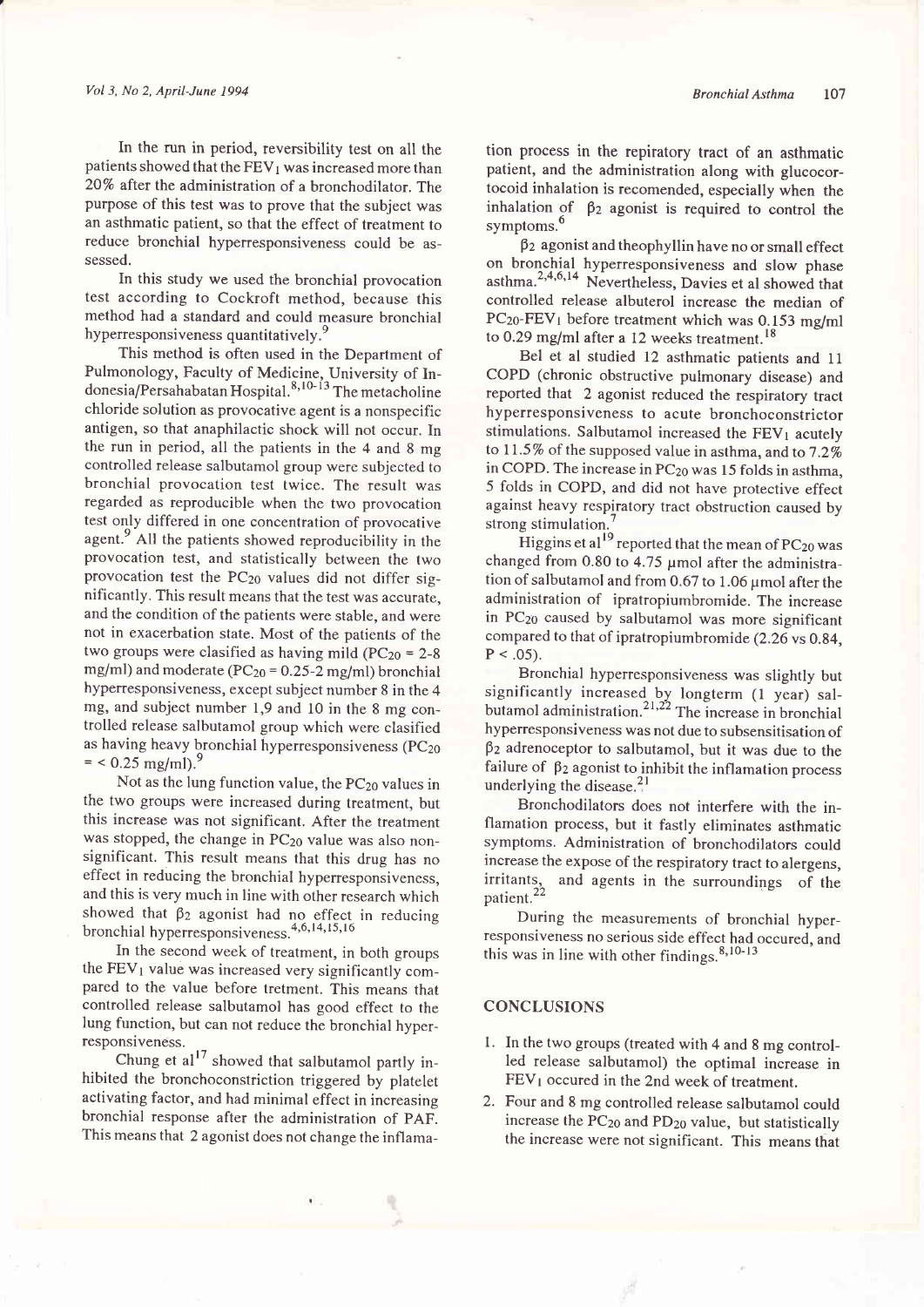In the run in period, reversibility test on all the patients showed that the $FEV_1$ was increased more than 20% after the administration of a bronchodilator. The purpose of this test was to prove that the subject was an asthmatic patient, so that the effect of treatment to reduce bronchial hyperresponsiveness could be assessed.

In this study we used the bronchial provocation test according to Cockroft method, because this method had a standard and could measure bronchial hyperresponsiveness quantitatively.[9]

This method is often used in the Department of Pulmonology, Faculty of Medicine, University of Indonesia/Persahabatan Hospital.[8,10-13] The metacholine chloride solution as provocative agent is a nonspecific antigen, so that anaphilactic shock will not occur. In the run in period, all the patients in the 4 and 8 mg controlled release salbutamol group were subjected to bronchial provocation test twice. The result was regarded as reproducible when the two provocation test only differed in one concentration of provocative agent.[9] All the patients showed reproducibility in the provocation test, and statistically between the two provocation test the $PC_{20}$ values did not differ significantly. This result means that the test was accurate, and the condition of the patients were stable, and were not in exacerbation state. Most of the patients of the two groups were clasified as having mild ($PC_{20}$ = 2-8 mg/ml) and moderate ($PC_{20}$ = 0.25-2 mg/ml) bronchial hyperresponsiveness, except subject number 8 in the 4 mg, and subject number 1,9 and 10 in the 8 mg controlled release salbutamol group which were clasified as having heavy bronchial hyperresponsiveness ($PC_{20}$ = < 0.25 mg/ml).[9]

Not as the lung function value, the $PC_{20}$ values in the two groups were increased during treatment, but this increase was not significant. After the treatment was stopped, the change in $PC_{20}$ value was also non-significant. This result means that this drug has no effect in reducing the bronchial hyperresponsiveness, and this is very much in line with other research which showed that $\beta_2$ agonist had no effect in reducing bronchial hyperresponsiveness.[4,6,14,15,16]

In the second week of treatment, in both groups the $FEV_1$ value was increased very significantly compared to the value before tretment. This means that controlled release salbutamol has good effect to the lung function, but can not reduce the bronchial hyperresponsiveness.

Chung et al[17] showed that salbutamol partly inhibited the bronchoconstriction triggered by platelet activating factor, and had minimal effect in increasing bronchial response after the administration of PAF. This means that 2 agonist does not change the inflamation process in the repiratory tract of an asthmatic patient, and the administration along with glucocortocoid inhalation is recomended, especially when the inhalation of $\beta_2$ agonist is required to control the symptoms.[6]

$\beta_2$ agonist and theophyllin have no or small effect on bronchial hyperresponsiveness and slow phase asthma.[2,4,6,14] Nevertheless, Davies et al showed that controlled release albuterol increase the median of $PC_{20}$-$FEV_1$ before treatment which was 0.153 mg/ml to 0.29 mg/ml after a 12 weeks treatment.[18]

Bel et al studied 12 asthmatic patients and 11 COPD (chronic obstructive pulmonary disease) and reported that 2 agonist reduced the respiratory tract hyperresponsiveness to acute bronchoconstrictor stimulations. Salbutamol increased the $FEV_1$ acutely to 11.5% of the supposed value in asthma, and to 7.2% in COPD. The increase in $PC_{20}$ was 15 folds in asthma, 5 folds in COPD, and did not have protective effect against heavy respiratory tract obstruction caused by strong stimulation.[7]

Higgins et al[19] reported that the mean of $PC_{20}$ was changed from 0.80 to 4.75 μmol after the administration of salbutamol and from 0.67 to 1.06 μmol after the administration of ipratropiumbromide. The increase in $PC_{20}$ caused by salbutamol was more significant compared to that of ipratropiumbromide (2.26 vs 0.84, $P < .05$).

Bronchial hyperresponsiveness was slightly but significantly increased by longterm (1 year) salbutamol administration.[21,22] The increase in bronchial hyperresponsiveness was not due to subsensitisation of $\beta_2$ adrenoceptor to salbutamol, but it was due to the failure of $\beta_2$ agonist to inhibit the inflamation process underlying the disease.[21]

Bronchodilators does not interfere with the inflamation process, but it fastly eliminates asthmatic symptoms. Administration of bronchodilators could increase the expose of the respiratory tract to alergens, irritants, and agents in the surroundings of the patient.[22]

During the measurements of bronchial hyperresponsiveness no serious side effect had occured, and this was in line with other findings.[8,10-13]

## CONCLUSIONS

1. In the two groups (treated with 4 and 8 mg controlled release salbutamol) the optimal increase in $FEV_1$ occured in the 2nd week of treatment.
2. Four and 8 mg controlled release salbutamol could increase the $PC_{20}$ and $PD_{20}$ value, but statistically the increase were not significant. This means that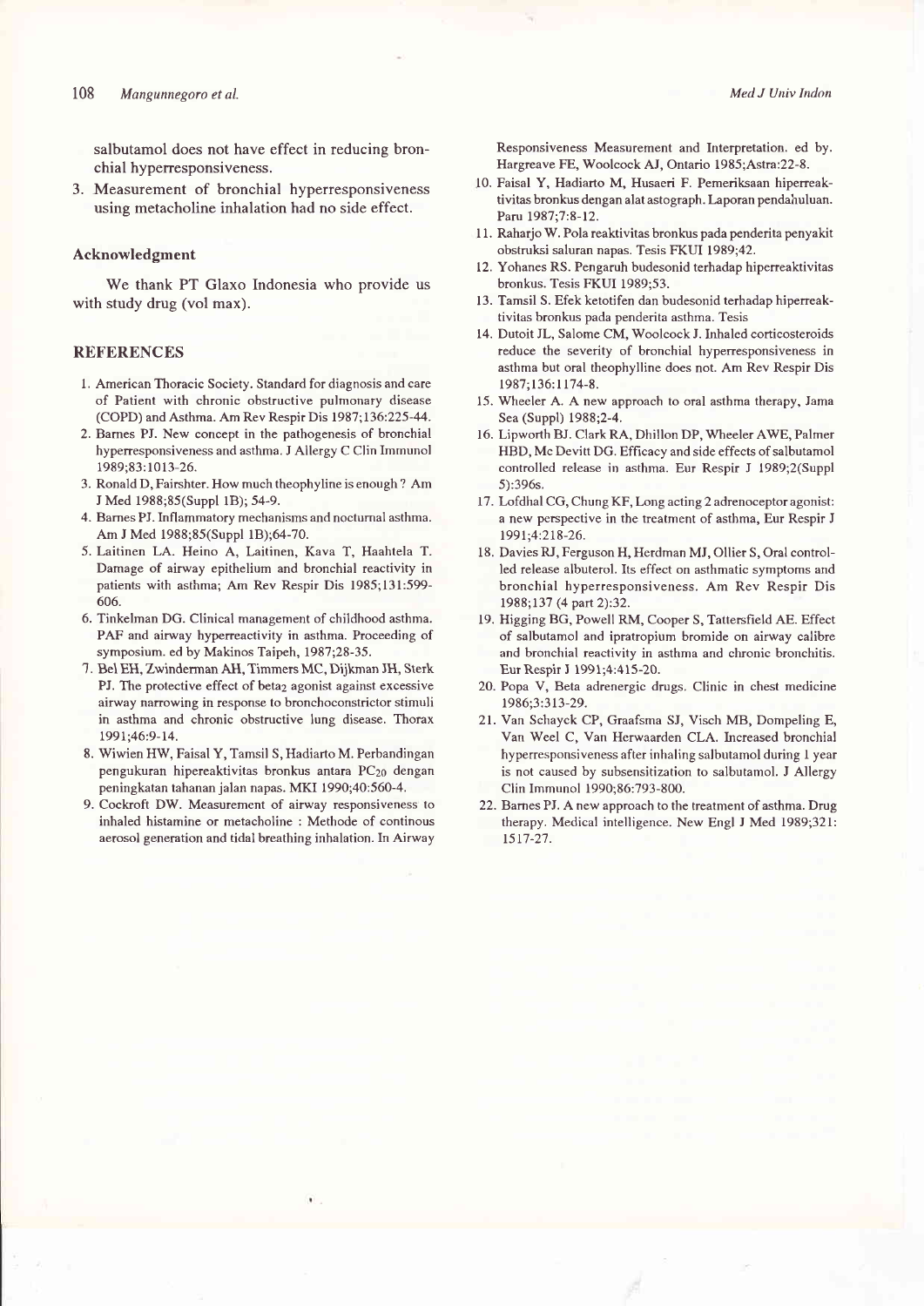salbutamol does not have effect in reducing bronchial hyperresponsiveness.

3. Measurement of bronchial hyperresponsiveness using metacholine inhalation had no side effect.

## Acknowledgment

We thank PT Glaxo Indonesia who provide us with study drug (vol max).

## REFERENCES

1. American Thoracic Society. Standard for diagnosis and care of Patient with chronic obstructive pulmonary disease (COPD) and Asthma. Am Rev Respir Dis 1987;136:225-44.
2. Barnes PJ. New concept in the pathogenesis of bronchial hyperresponsiveness and asthma. J Allergy C Clin Immunol 1989;83:1013-26.
3. Ronald D, Fairshter. How much theophyline is enough ? Am J Med 1988;85(Suppl 1B); 54-9.
4. Barnes PJ. Inflammatory mechanisms and nocturnal asthma. Am J Med 1988;85(Suppl 1B);64-70.
5. Laitinen LA. Heino A, Laitinen, Kava T, Haahtela T. Damage of airway epithelium and bronchial reactivity in patients with asthma; Am Rev Respir Dis 1985;131:599-606.
6. Tinkelman DG. Clinical management of childhood asthma. PAF and airway hyperreactivity in asthma. Proceeding of symposium. ed by Makinos Taipeh, 1987;28-35.
7. Bel EH, Zwinderman AH, Timmers MC, Dijkman JH, Sterk PJ. The protective effect of $beta_2$ agonist against excessive airway narrowing in response to bronchoconstrictor stimuli in asthma and chronic obstructive lung disease. Thorax 1991;46:9-14.
8. Wiwien HW, Faisal Y, Tamsil S, Hadiarto M. Perbandingan pengukuran hipereaktivitas bronkus antara $PC_{20}$ dengan peningkatan tahanan jalan napas. MKI 1990;40:560-4.
9. Cockroft DW. Measurement of airway responsiveness to inhaled histamine or metacholine : Methode of continous aerosol generation and tidal breathing inhalation. In Airway Responsiveness Measurement and Interpretation. ed by. Hargreave FE, Woolcock AJ, Ontario 1985;Astra:22-8.
10. Faisal Y, Hadiarto M, Husaeri F. Pemeriksaan hiperreaktivitas bronkus dengan alat astograph. Laporan pendahuluan. Paru 1987;7:8-12.
11. Raharjo W. Pola reaktivitas bronkus pada penderita penyakit obstruksi saluran napas. Tesis FKUI 1989;42.
12. Yohanes RS. Pengaruh budesonid terhadap hiperreaktivitas bronkus. Tesis FKUI 1989;53.
13. Tamsil S. Efek ketotifen dan budesonid terhadap hiperreaktivitas bronkus pada penderita asthma. Tesis
14. Dutoit JL, Salome CM, Woolcock J. Inhaled corticosteroids reduce the severity of bronchial hyperresponsiveness in asthma but oral theophylline does not. Am Rev Respir Dis 1987;136:1174-8.
15. Wheeler A. A new approach to oral asthma therapy, Jama Sea (Suppl) 1988;2-4.
16. Lipworth BJ. Clark RA, Dhillon DP, Wheeler AWE, Palmer HBD, Mc Devitt DG. Efficacy and side effects of salbutamol controlled release in asthma. Eur Respir J 1989;2(Suppl 5):396s.
17. Lofdhal CG, Chung KF, Long acting 2 adrenoceptor agonist: a new perspective in the treatment of asthma, Eur Respir J 1991;4:218-26.
18. Davies RJ, Ferguson H, Herdman MJ, Ollier S, Oral controlled release albuterol. Its effect on asthmatic symptoms and bronchial hyperresponsiveness. Am Rev Respir Dis 1988;137 (4 part 2):32.
19. Higging BG, Powell RM, Cooper S, Tattersfield AE. Effect of salbutamol and ipratropium bromide on airway calibre and bronchial reactivity in asthma and chronic bronchitis. Eur Respir J 1991;4:415-20.
20. Popa V, Beta adrenergic drugs. Clinic in chest medicine 1986;3:313-29.
21. Van Schayck CP, Graafsma SJ, Visch MB, Dompeling E, Van Weel C, Van Herwaarden CLA. Increased bronchial hyperresponsiveness after inhaling salbutamol during 1 year is not caused by subsensitization to salbutamol. J Allergy Clin Immunol 1990;86:793-800.
22. Barnes PJ. A new approach to the treatment of asthma. Drug therapy. Medical intelligence. New Engl J Med 1989;321: 1517-27.